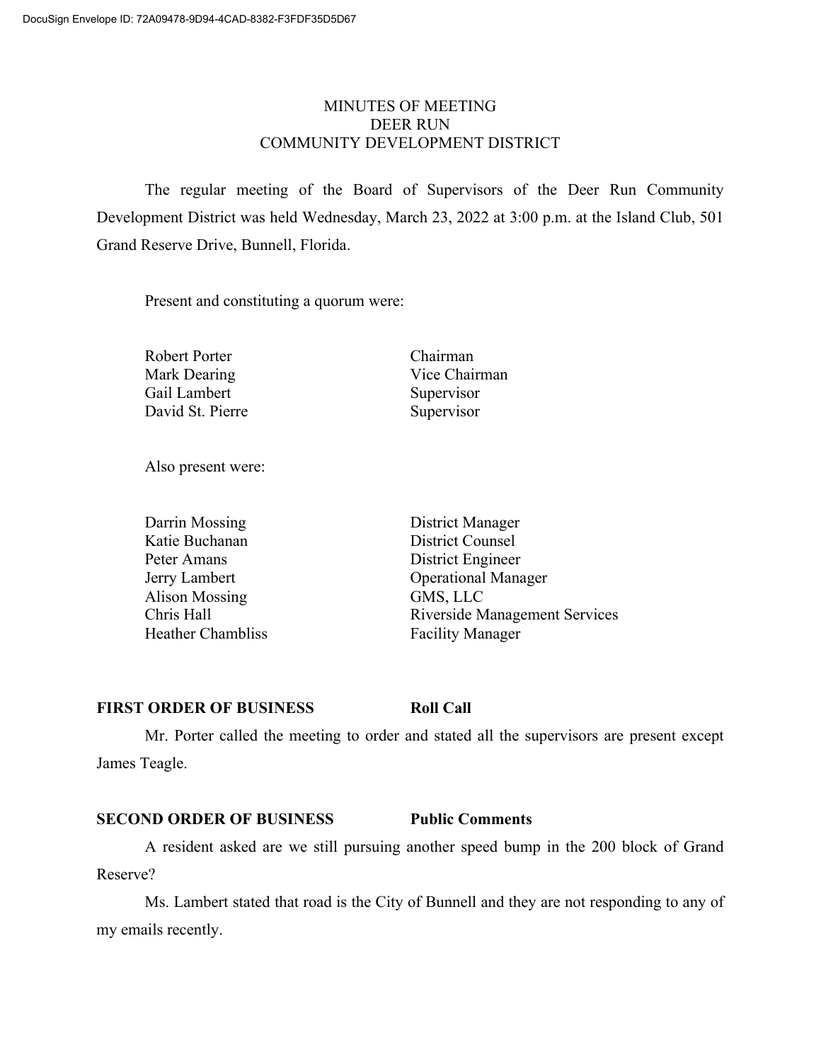# MINUTES OF MEETING
# DEER RUN
# COMMUNITY DEVELOPMENT DISTRICT

The regular meeting of the Board of Supervisors of the Deer Run Community Development District was held Wednesday, March 23, 2022 at 3:00 p.m. at the Island Club, 501 Grand Reserve Drive, Bunnell, Florida.

Present and constituting a quorum were:

| | |
|---|---|
| Robert Porter | Chairman |
| Mark Dearing | Vice Chairman |
| Gail Lambert | Supervisor |
| David St. Pierre | Supervisor |

Also present were:

| | |
|---|---|
| Darrin Mossing | District Manager |
| Katie Buchanan | District Counsel |
| Peter Amans | District Engineer |
| Jerry Lambert | Operational Manager |
| Alison Mossing | GMS, LLC |
| Chris Hall | Riverside Management Services |
| Heather Chambliss | Facility Manager |

**FIRST ORDER OF BUSINESS — Roll Call**

Mr. Porter called the meeting to order and stated all the supervisors are present except James Teagle.

**SECOND ORDER OF BUSINESS — Public Comments**

A resident asked are we still pursuing another speed bump in the 200 block of Grand Reserve?

Ms. Lambert stated that road is the City of Bunnell and they are not responding to any of my emails recently.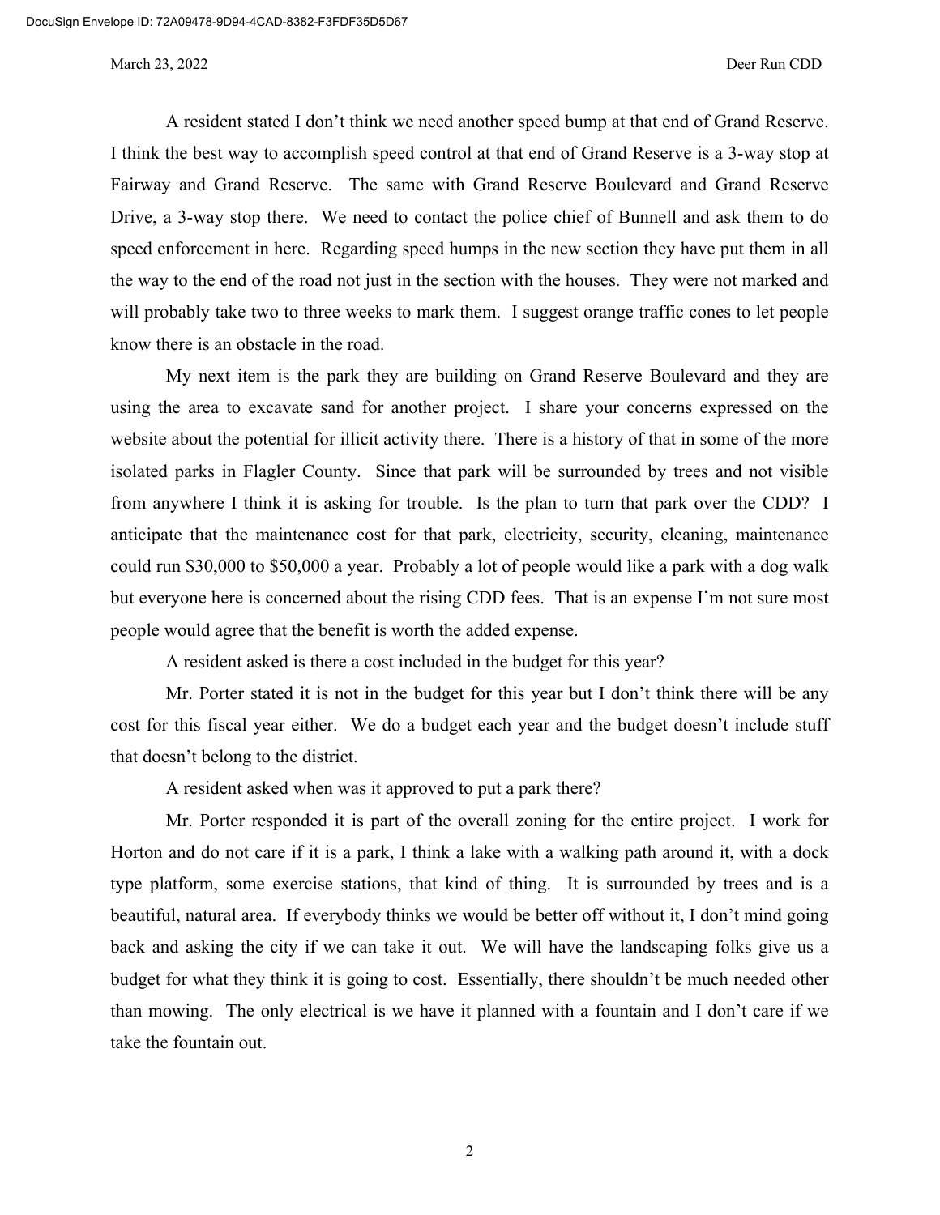A resident stated I don't think we need another speed bump at that end of Grand Reserve. I think the best way to accomplish speed control at that end of Grand Reserve is a 3-way stop at Fairway and Grand Reserve. The same with Grand Reserve Boulevard and Grand Reserve Drive, a 3-way stop there. We need to contact the police chief of Bunnell and ask them to do speed enforcement in here. Regarding speed humps in the new section they have put them in all the way to the end of the road not just in the section with the houses. They were not marked and will probably take two to three weeks to mark them. I suggest orange traffic cones to let people know there is an obstacle in the road.

My next item is the park they are building on Grand Reserve Boulevard and they are using the area to excavate sand for another project. I share your concerns expressed on the website about the potential for illicit activity there. There is a history of that in some of the more isolated parks in Flagler County. Since that park will be surrounded by trees and not visible from anywhere I think it is asking for trouble. Is the plan to turn that park over the CDD? I anticipate that the maintenance cost for that park, electricity, security, cleaning, maintenance could run $30,000 to $50,000 a year. Probably a lot of people would like a park with a dog walk but everyone here is concerned about the rising CDD fees. That is an expense I'm not sure most people would agree that the benefit is worth the added expense.

A resident asked is there a cost included in the budget for this year?

Mr. Porter stated it is not in the budget for this year but I don't think there will be any cost for this fiscal year either. We do a budget each year and the budget doesn't include stuff that doesn't belong to the district.

A resident asked when was it approved to put a park there?

Mr. Porter responded it is part of the overall zoning for the entire project. I work for Horton and do not care if it is a park, I think a lake with a walking path around it, with a dock type platform, some exercise stations, that kind of thing. It is surrounded by trees and is a beautiful, natural area. If everybody thinks we would be better off without it, I don't mind going back and asking the city if we can take it out. We will have the landscaping folks give us a budget for what they think it is going to cost. Essentially, there shouldn't be much needed other than mowing. The only electrical is we have it planned with a fountain and I don't care if we take the fountain out.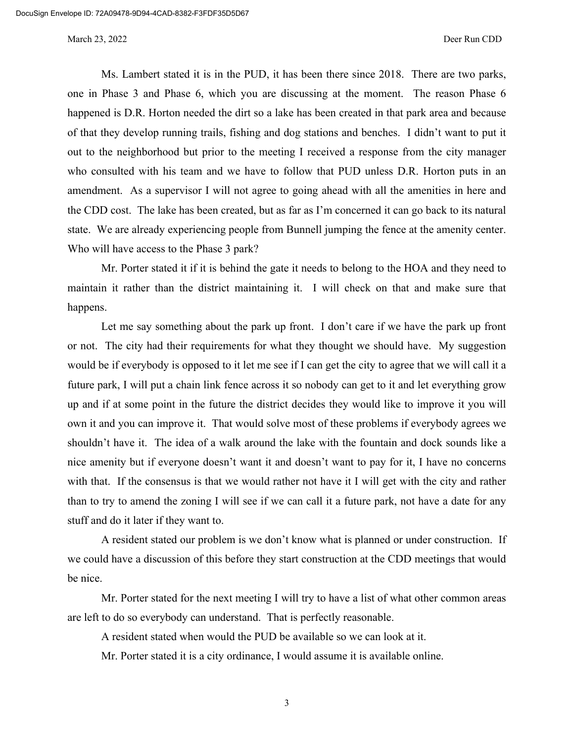Ms. Lambert stated it is in the PUD, it has been there since 2018. There are two parks, one in Phase 3 and Phase 6, which you are discussing at the moment. The reason Phase 6 happened is D.R. Horton needed the dirt so a lake has been created in that park area and because of that they develop running trails, fishing and dog stations and benches. I didn't want to put it out to the neighborhood but prior to the meeting I received a response from the city manager who consulted with his team and we have to follow that PUD unless D.R. Horton puts in an amendment. As a supervisor I will not agree to going ahead with all the amenities in here and the CDD cost. The lake has been created, but as far as I'm concerned it can go back to its natural state. We are already experiencing people from Bunnell jumping the fence at the amenity center. Who will have access to the Phase 3 park?

Mr. Porter stated it if it is behind the gate it needs to belong to the HOA and they need to maintain it rather than the district maintaining it. I will check on that and make sure that happens.

Let me say something about the park up front. I don't care if we have the park up front or not. The city had their requirements for what they thought we should have. My suggestion would be if everybody is opposed to it let me see if I can get the city to agree that we will call it a future park, I will put a chain link fence across it so nobody can get to it and let everything grow up and if at some point in the future the district decides they would like to improve it you will own it and you can improve it. That would solve most of these problems if everybody agrees we shouldn't have it. The idea of a walk around the lake with the fountain and dock sounds like a nice amenity but if everyone doesn't want it and doesn't want to pay for it, I have no concerns with that. If the consensus is that we would rather not have it I will get with the city and rather than to try to amend the zoning I will see if we can call it a future park, not have a date for any stuff and do it later if they want to.

A resident stated our problem is we don't know what is planned or under construction. If we could have a discussion of this before they start construction at the CDD meetings that would be nice.

Mr. Porter stated for the next meeting I will try to have a list of what other common areas are left to do so everybody can understand. That is perfectly reasonable.

A resident stated when would the PUD be available so we can look at it.

Mr. Porter stated it is a city ordinance, I would assume it is available online.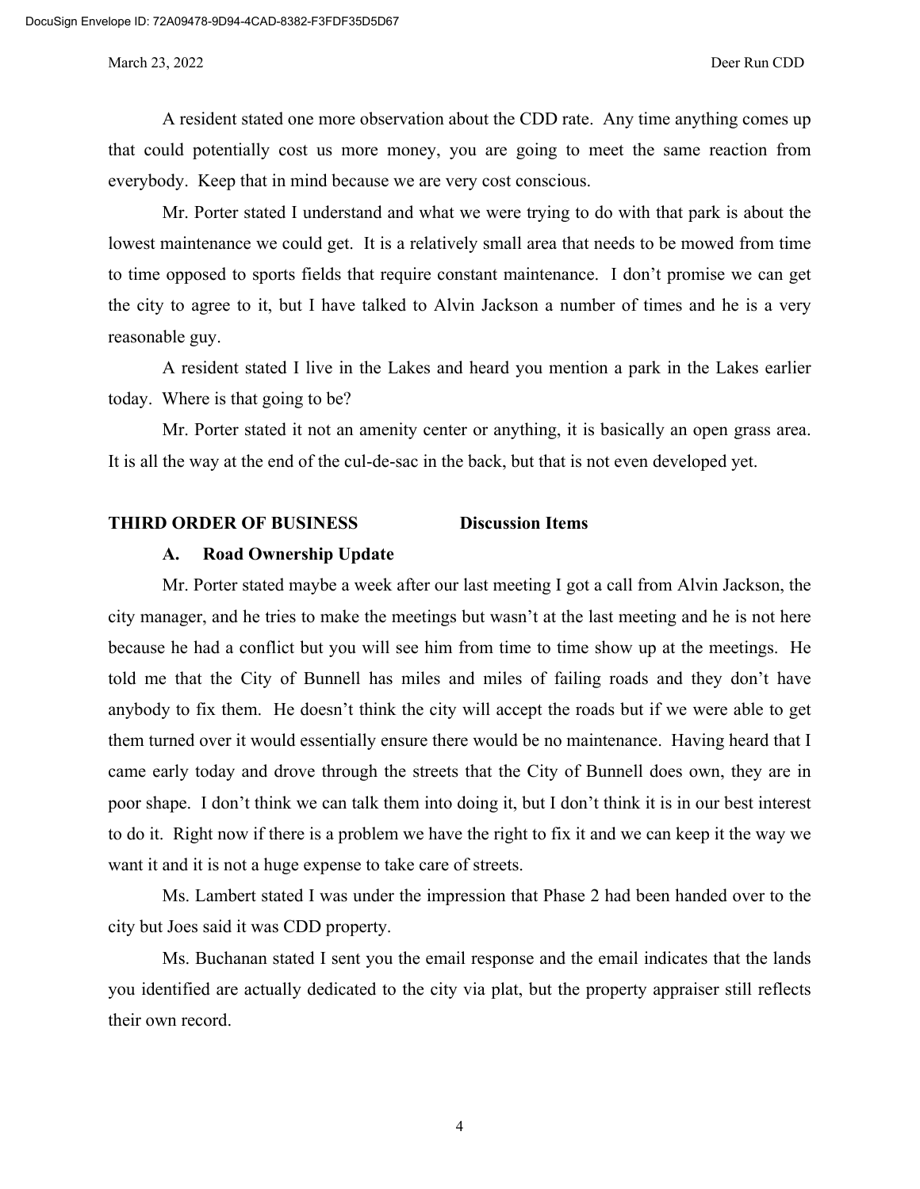A resident stated one more observation about the CDD rate. Any time anything comes up that could potentially cost us more money, you are going to meet the same reaction from everybody. Keep that in mind because we are very cost conscious.

Mr. Porter stated I understand and what we were trying to do with that park is about the lowest maintenance we could get. It is a relatively small area that needs to be mowed from time to time opposed to sports fields that require constant maintenance. I don't promise we can get the city to agree to it, but I have talked to Alvin Jackson a number of times and he is a very reasonable guy.

A resident stated I live in the Lakes and heard you mention a park in the Lakes earlier today. Where is that going to be?

Mr. Porter stated it not an amenity center or anything, it is basically an open grass area. It is all the way at the end of the cul-de-sac in the back, but that is not even developed yet.

**THIRD ORDER OF BUSINESS Discussion Items**

**A. Road Ownership Update**

Mr. Porter stated maybe a week after our last meeting I got a call from Alvin Jackson, the city manager, and he tries to make the meetings but wasn't at the last meeting and he is not here because he had a conflict but you will see him from time to time show up at the meetings. He told me that the City of Bunnell has miles and miles of failing roads and they don't have anybody to fix them. He doesn't think the city will accept the roads but if we were able to get them turned over it would essentially ensure there would be no maintenance. Having heard that I came early today and drove through the streets that the City of Bunnell does own, they are in poor shape. I don't think we can talk them into doing it, but I don't think it is in our best interest to do it. Right now if there is a problem we have the right to fix it and we can keep it the way we want it and it is not a huge expense to take care of streets.

Ms. Lambert stated I was under the impression that Phase 2 had been handed over to the city but Joes said it was CDD property.

Ms. Buchanan stated I sent you the email response and the email indicates that the lands you identified are actually dedicated to the city via plat, but the property appraiser still reflects their own record.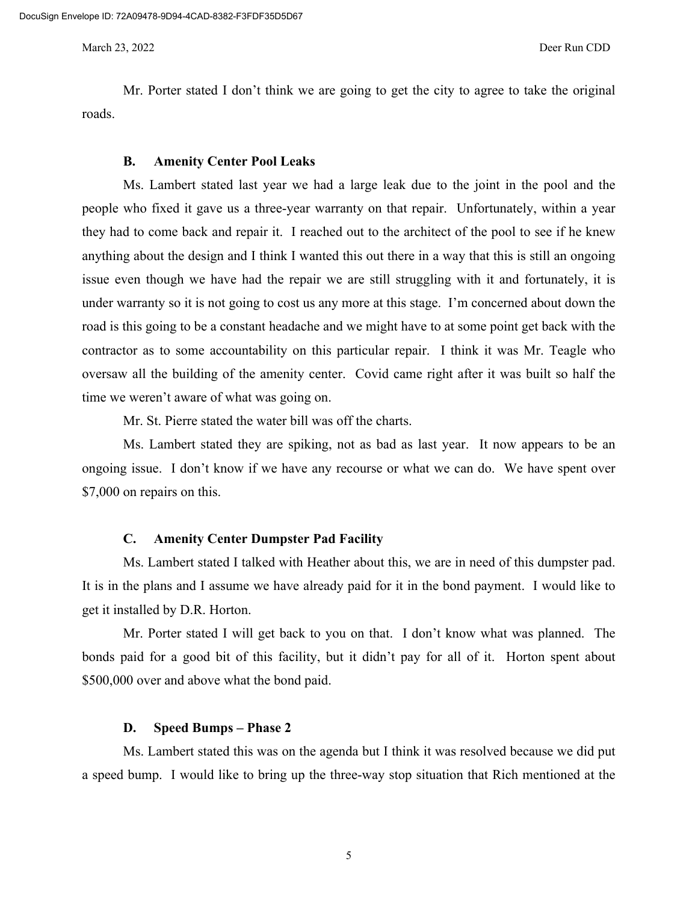Mr. Porter stated I don't think we are going to get the city to agree to take the original roads.

### B. Amenity Center Pool Leaks

Ms. Lambert stated last year we had a large leak due to the joint in the pool and the people who fixed it gave us a three-year warranty on that repair. Unfortunately, within a year they had to come back and repair it. I reached out to the architect of the pool to see if he knew anything about the design and I think I wanted this out there in a way that this is still an ongoing issue even though we have had the repair we are still struggling with it and fortunately, it is under warranty so it is not going to cost us any more at this stage. I'm concerned about down the road is this going to be a constant headache and we might have to at some point get back with the contractor as to some accountability on this particular repair. I think it was Mr. Teagle who oversaw all the building of the amenity center. Covid came right after it was built so half the time we weren't aware of what was going on.

Mr. St. Pierre stated the water bill was off the charts.

Ms. Lambert stated they are spiking, not as bad as last year. It now appears to be an ongoing issue. I don't know if we have any recourse or what we can do. We have spent over $7,000 on repairs on this.

### C. Amenity Center Dumpster Pad Facility

Ms. Lambert stated I talked with Heather about this, we are in need of this dumpster pad. It is in the plans and I assume we have already paid for it in the bond payment. I would like to get it installed by D.R. Horton.

Mr. Porter stated I will get back to you on that. I don't know what was planned. The bonds paid for a good bit of this facility, but it didn't pay for all of it. Horton spent about $500,000 over and above what the bond paid.

### D. Speed Bumps – Phase 2

Ms. Lambert stated this was on the agenda but I think it was resolved because we did put a speed bump. I would like to bring up the three-way stop situation that Rich mentioned at the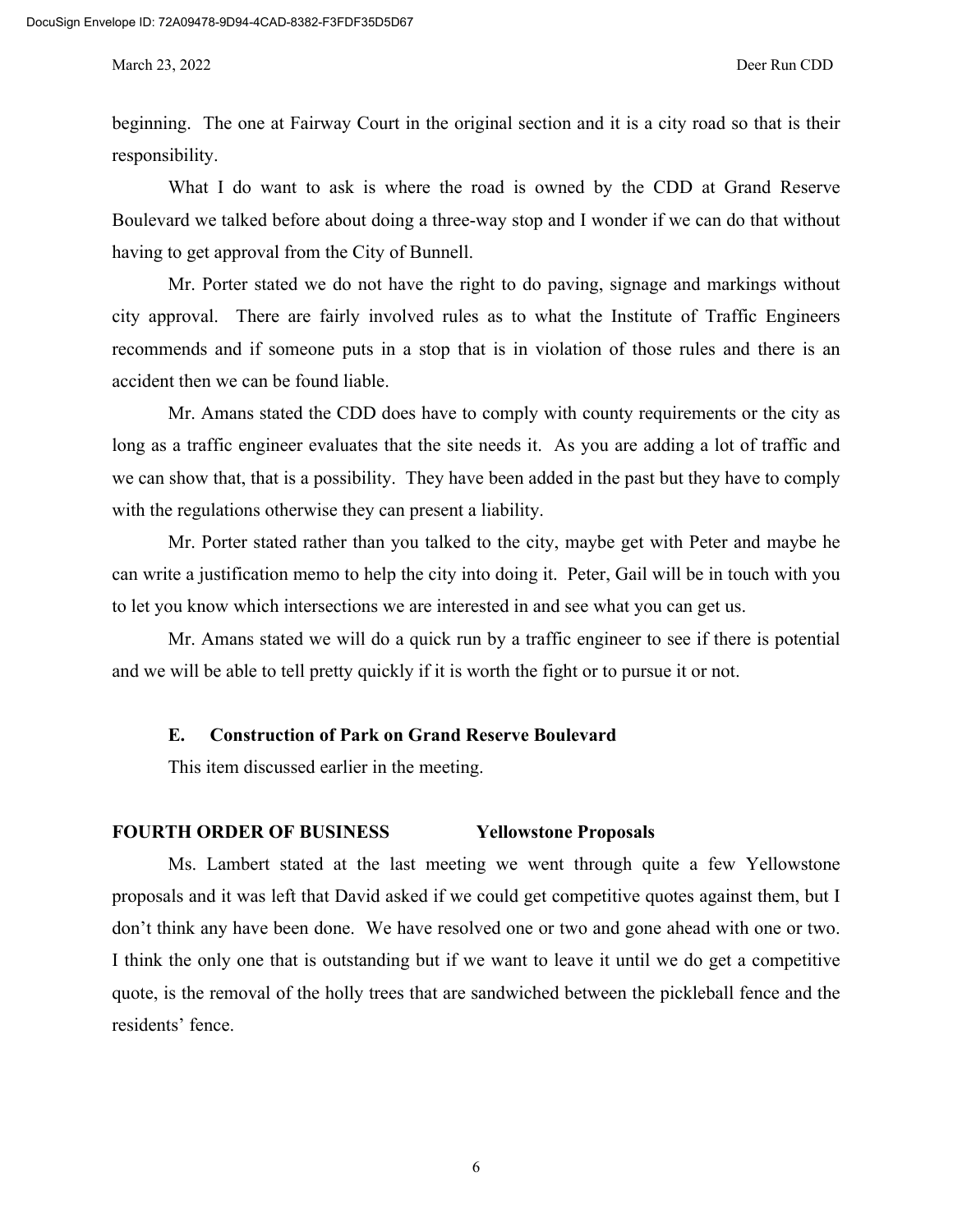beginning. The one at Fairway Court in the original section and it is a city road so that is their responsibility.

What I do want to ask is where the road is owned by the CDD at Grand Reserve Boulevard we talked before about doing a three-way stop and I wonder if we can do that without having to get approval from the City of Bunnell.

Mr. Porter stated we do not have the right to do paving, signage and markings without city approval. There are fairly involved rules as to what the Institute of Traffic Engineers recommends and if someone puts in a stop that is in violation of those rules and there is an accident then we can be found liable.

Mr. Amans stated the CDD does have to comply with county requirements or the city as long as a traffic engineer evaluates that the site needs it. As you are adding a lot of traffic and we can show that, that is a possibility. They have been added in the past but they have to comply with the regulations otherwise they can present a liability.

Mr. Porter stated rather than you talked to the city, maybe get with Peter and maybe he can write a justification memo to help the city into doing it. Peter, Gail will be in touch with you to let you know which intersections we are interested in and see what you can get us.

Mr. Amans stated we will do a quick run by a traffic engineer to see if there is potential and we will be able to tell pretty quickly if it is worth the fight or to pursue it or not.

### E. Construction of Park on Grand Reserve Boulevard

This item discussed earlier in the meeting.

## FOURTH ORDER OF BUSINESS Yellowstone Proposals

Ms. Lambert stated at the last meeting we went through quite a few Yellowstone proposals and it was left that David asked if we could get competitive quotes against them, but I don't think any have been done. We have resolved one or two and gone ahead with one or two. I think the only one that is outstanding but if we want to leave it until we do get a competitive quote, is the removal of the holly trees that are sandwiched between the pickleball fence and the residents' fence.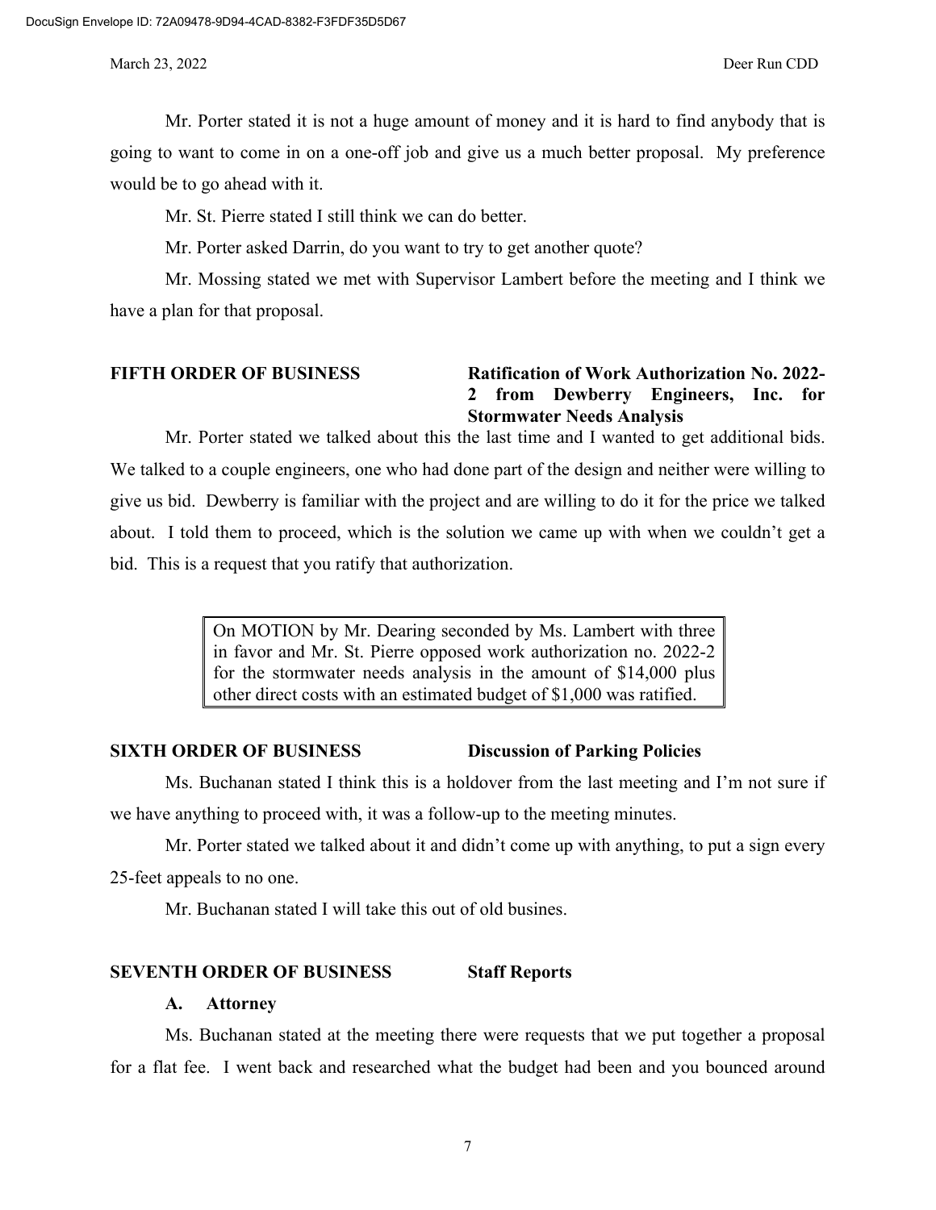Mr. Porter stated it is not a huge amount of money and it is hard to find anybody that is going to want to come in on a one-off job and give us a much better proposal. My preference would be to go ahead with it.

Mr. St. Pierre stated I still think we can do better.

Mr. Porter asked Darrin, do you want to try to get another quote?

Mr. Mossing stated we met with Supervisor Lambert before the meeting and I think we have a plan for that proposal.

**FIFTH ORDER OF BUSINESS** **Ratification of Work Authorization No. 2022-2 from Dewberry Engineers, Inc. for Stormwater Needs Analysis**

Mr. Porter stated we talked about this the last time and I wanted to get additional bids. We talked to a couple engineers, one who had done part of the design and neither were willing to give us bid. Dewberry is familiar with the project and are willing to do it for the price we talked about. I told them to proceed, which is the solution we came up with when we couldn't get a bid. This is a request that you ratify that authorization.

> On MOTION by Mr. Dearing seconded by Ms. Lambert with three in favor and Mr. St. Pierre opposed work authorization no. 2022-2 for the stormwater needs analysis in the amount of $14,000 plus other direct costs with an estimated budget of $1,000 was ratified.

**SIXTH ORDER OF BUSINESS** **Discussion of Parking Policies**

Ms. Buchanan stated I think this is a holdover from the last meeting and I'm not sure if we have anything to proceed with, it was a follow-up to the meeting minutes.

Mr. Porter stated we talked about it and didn't come up with anything, to put a sign every 25-feet appeals to no one.

Mr. Buchanan stated I will take this out of old busines.

**SEVENTH ORDER OF BUSINESS** **Staff Reports**

**A. Attorney**

Ms. Buchanan stated at the meeting there were requests that we put together a proposal for a flat fee. I went back and researched what the budget had been and you bounced around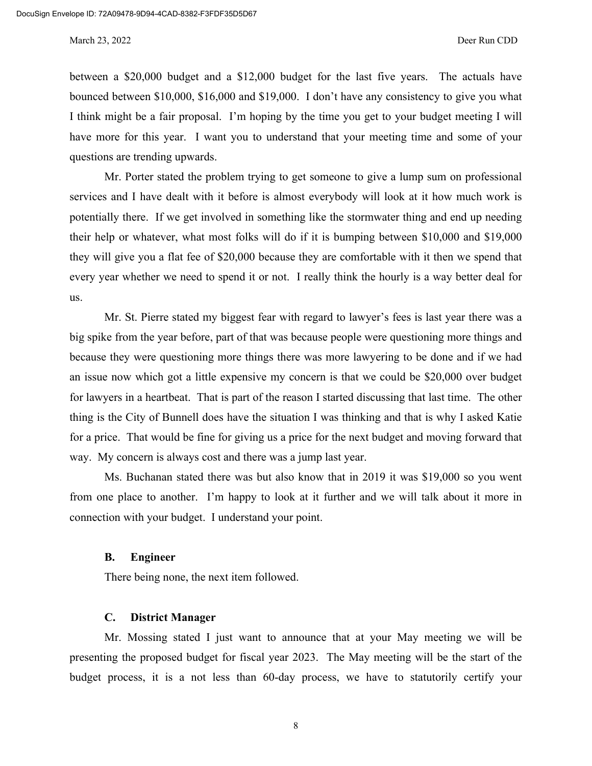between a $20,000 budget and a $12,000 budget for the last five years. The actuals have bounced between $10,000, $16,000 and $19,000. I don't have any consistency to give you what I think might be a fair proposal. I'm hoping by the time you get to your budget meeting I will have more for this year. I want you to understand that your meeting time and some of your questions are trending upwards.

Mr. Porter stated the problem trying to get someone to give a lump sum on professional services and I have dealt with it before is almost everybody will look at it how much work is potentially there. If we get involved in something like the stormwater thing and end up needing their help or whatever, what most folks will do if it is bumping between $10,000 and $19,000 they will give you a flat fee of $20,000 because they are comfortable with it then we spend that every year whether we need to spend it or not. I really think the hourly is a way better deal for us.

Mr. St. Pierre stated my biggest fear with regard to lawyer's fees is last year there was a big spike from the year before, part of that was because people were questioning more things and because they were questioning more things there was more lawyering to be done and if we had an issue now which got a little expensive my concern is that we could be $20,000 over budget for lawyers in a heartbeat. That is part of the reason I started discussing that last time. The other thing is the City of Bunnell does have the situation I was thinking and that is why I asked Katie for a price. That would be fine for giving us a price for the next budget and moving forward that way. My concern is always cost and there was a jump last year.

Ms. Buchanan stated there was but also know that in 2019 it was $19,000 so you went from one place to another. I'm happy to look at it further and we will talk about it more in connection with your budget. I understand your point.

**B. Engineer**

There being none, the next item followed.

**C. District Manager**

Mr. Mossing stated I just want to announce that at your May meeting we will be presenting the proposed budget for fiscal year 2023. The May meeting will be the start of the budget process, it is a not less than 60-day process, we have to statutorily certify your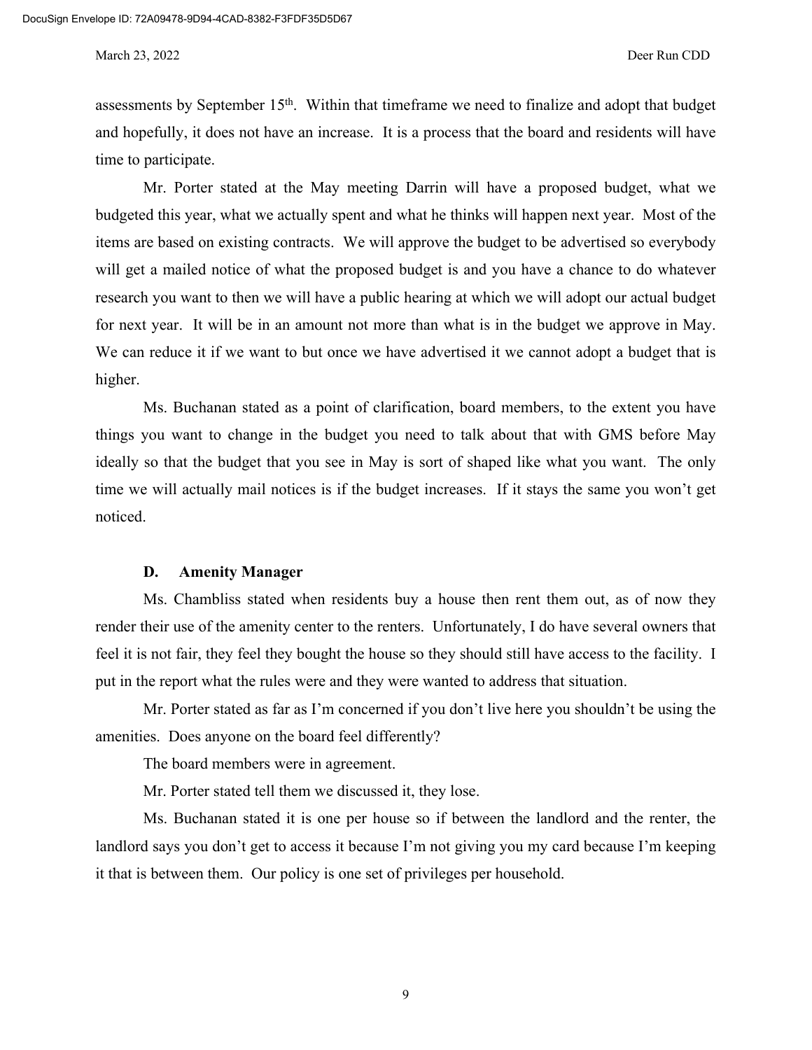assessments by September 15th. Within that timeframe we need to finalize and adopt that budget and hopefully, it does not have an increase. It is a process that the board and residents will have time to participate.

Mr. Porter stated at the May meeting Darrin will have a proposed budget, what we budgeted this year, what we actually spent and what he thinks will happen next year. Most of the items are based on existing contracts. We will approve the budget to be advertised so everybody will get a mailed notice of what the proposed budget is and you have a chance to do whatever research you want to then we will have a public hearing at which we will adopt our actual budget for next year. It will be in an amount not more than what is in the budget we approve in May. We can reduce it if we want to but once we have advertised it we cannot adopt a budget that is higher.

Ms. Buchanan stated as a point of clarification, board members, to the extent you have things you want to change in the budget you need to talk about that with GMS before May ideally so that the budget that you see in May is sort of shaped like what you want. The only time we will actually mail notices is if the budget increases. If it stays the same you won't get noticed.

### D. Amenity Manager

Ms. Chambliss stated when residents buy a house then rent them out, as of now they render their use of the amenity center to the renters. Unfortunately, I do have several owners that feel it is not fair, they feel they bought the house so they should still have access to the facility. I put in the report what the rules were and they were wanted to address that situation.

Mr. Porter stated as far as I'm concerned if you don't live here you shouldn't be using the amenities. Does anyone on the board feel differently?

The board members were in agreement.

Mr. Porter stated tell them we discussed it, they lose.

Ms. Buchanan stated it is one per house so if between the landlord and the renter, the landlord says you don't get to access it because I'm not giving you my card because I'm keeping it that is between them. Our policy is one set of privileges per household.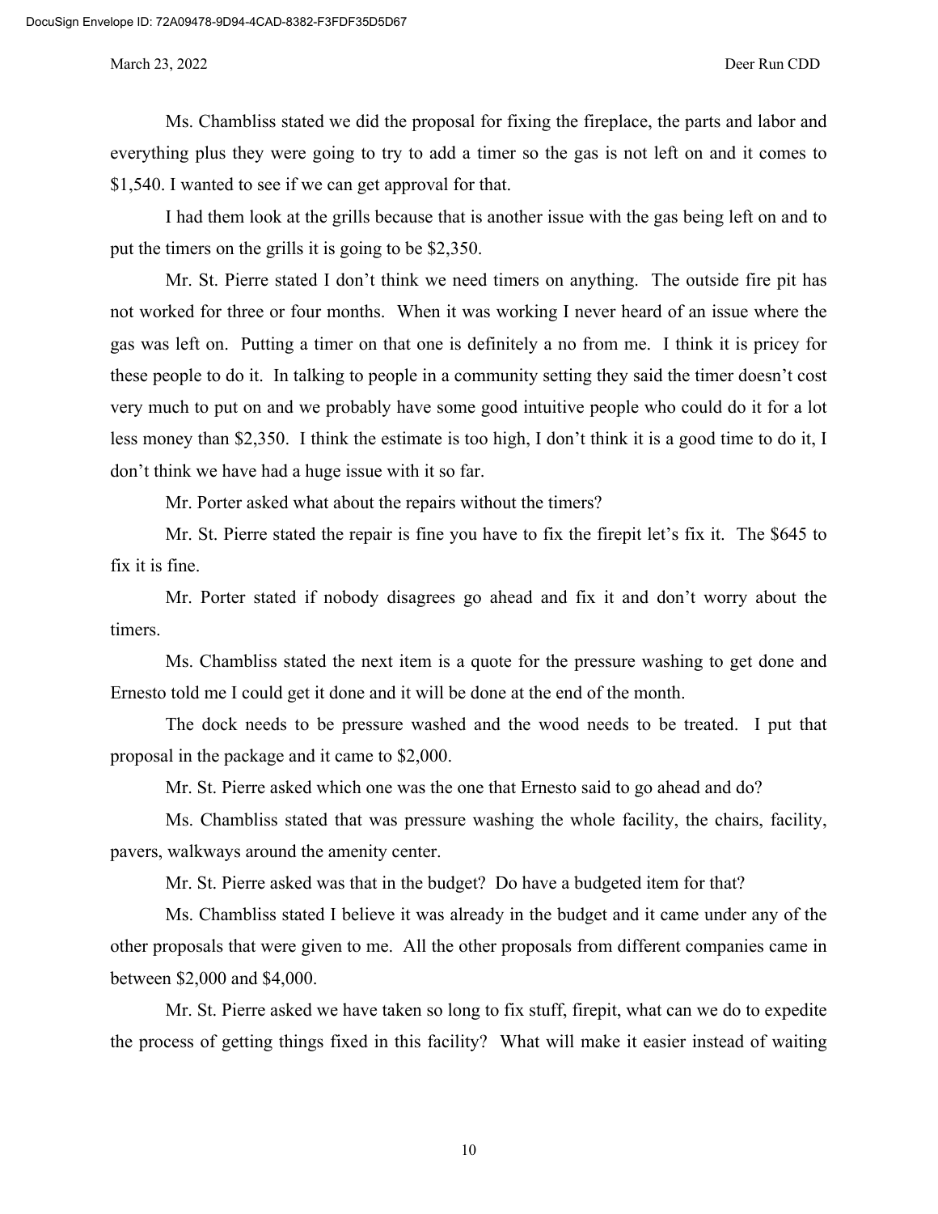Ms. Chambliss stated we did the proposal for fixing the fireplace, the parts and labor and everything plus they were going to try to add a timer so the gas is not left on and it comes to $1,540. I wanted to see if we can get approval for that.

I had them look at the grills because that is another issue with the gas being left on and to put the timers on the grills it is going to be $2,350.

Mr. St. Pierre stated I don't think we need timers on anything. The outside fire pit has not worked for three or four months. When it was working I never heard of an issue where the gas was left on. Putting a timer on that one is definitely a no from me. I think it is pricey for these people to do it. In talking to people in a community setting they said the timer doesn't cost very much to put on and we probably have some good intuitive people who could do it for a lot less money than $2,350. I think the estimate is too high, I don't think it is a good time to do it, I don't think we have had a huge issue with it so far.

Mr. Porter asked what about the repairs without the timers?

Mr. St. Pierre stated the repair is fine you have to fix the firepit let's fix it. The $645 to fix it is fine.

Mr. Porter stated if nobody disagrees go ahead and fix it and don't worry about the timers.

Ms. Chambliss stated the next item is a quote for the pressure washing to get done and Ernesto told me I could get it done and it will be done at the end of the month.

The dock needs to be pressure washed and the wood needs to be treated. I put that proposal in the package and it came to $2,000.

Mr. St. Pierre asked which one was the one that Ernesto said to go ahead and do?

Ms. Chambliss stated that was pressure washing the whole facility, the chairs, facility, pavers, walkways around the amenity center.

Mr. St. Pierre asked was that in the budget? Do have a budgeted item for that?

Ms. Chambliss stated I believe it was already in the budget and it came under any of the other proposals that were given to me. All the other proposals from different companies came in between $2,000 and $4,000.

Mr. St. Pierre asked we have taken so long to fix stuff, firepit, what can we do to expedite the process of getting things fixed in this facility? What will make it easier instead of waiting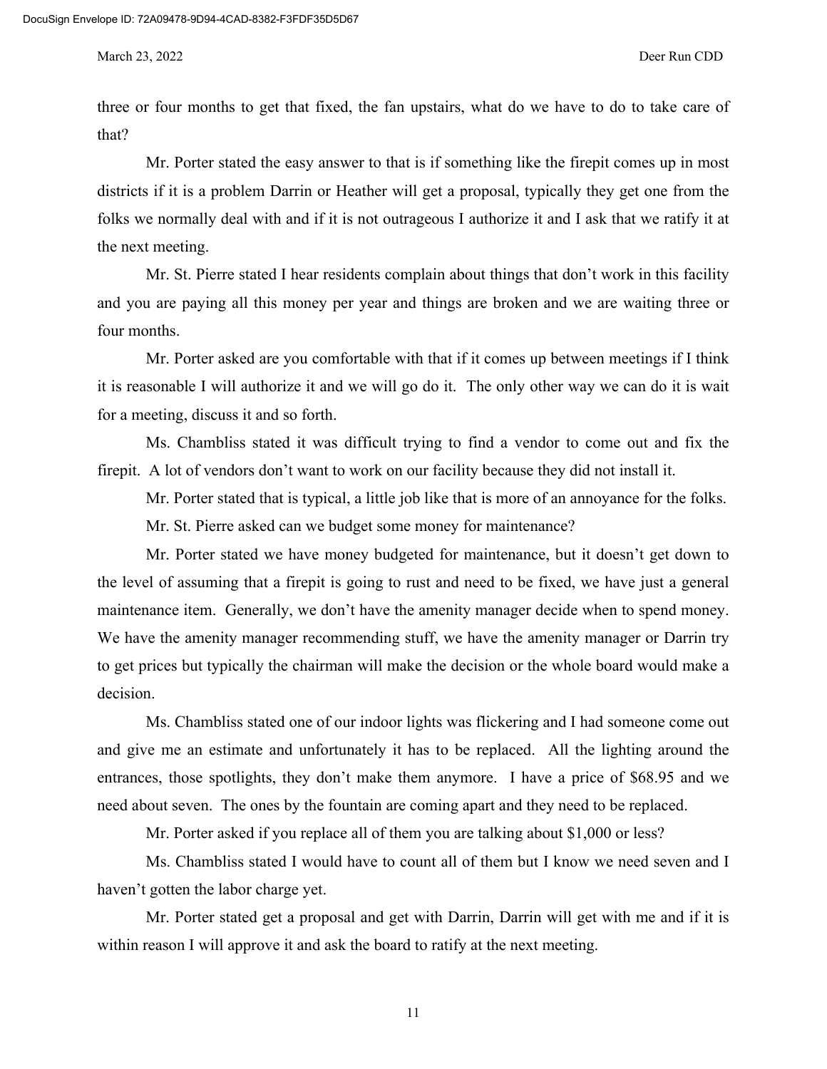three or four months to get that fixed, the fan upstairs, what do we have to do to take care of that?

Mr. Porter stated the easy answer to that is if something like the firepit comes up in most districts if it is a problem Darrin or Heather will get a proposal, typically they get one from the folks we normally deal with and if it is not outrageous I authorize it and I ask that we ratify it at the next meeting.

Mr. St. Pierre stated I hear residents complain about things that don't work in this facility and you are paying all this money per year and things are broken and we are waiting three or four months.

Mr. Porter asked are you comfortable with that if it comes up between meetings if I think it is reasonable I will authorize it and we will go do it. The only other way we can do it is wait for a meeting, discuss it and so forth.

Ms. Chambliss stated it was difficult trying to find a vendor to come out and fix the firepit. A lot of vendors don't want to work on our facility because they did not install it.

Mr. Porter stated that is typical, a little job like that is more of an annoyance for the folks.

Mr. St. Pierre asked can we budget some money for maintenance?

Mr. Porter stated we have money budgeted for maintenance, but it doesn't get down to the level of assuming that a firepit is going to rust and need to be fixed, we have just a general maintenance item. Generally, we don't have the amenity manager decide when to spend money. We have the amenity manager recommending stuff, we have the amenity manager or Darrin try to get prices but typically the chairman will make the decision or the whole board would make a decision.

Ms. Chambliss stated one of our indoor lights was flickering and I had someone come out and give me an estimate and unfortunately it has to be replaced. All the lighting around the entrances, those spotlights, they don't make them anymore. I have a price of $68.95 and we need about seven. The ones by the fountain are coming apart and they need to be replaced.

Mr. Porter asked if you replace all of them you are talking about $1,000 or less?

Ms. Chambliss stated I would have to count all of them but I know we need seven and I haven't gotten the labor charge yet.

Mr. Porter stated get a proposal and get with Darrin, Darrin will get with me and if it is within reason I will approve it and ask the board to ratify at the next meeting.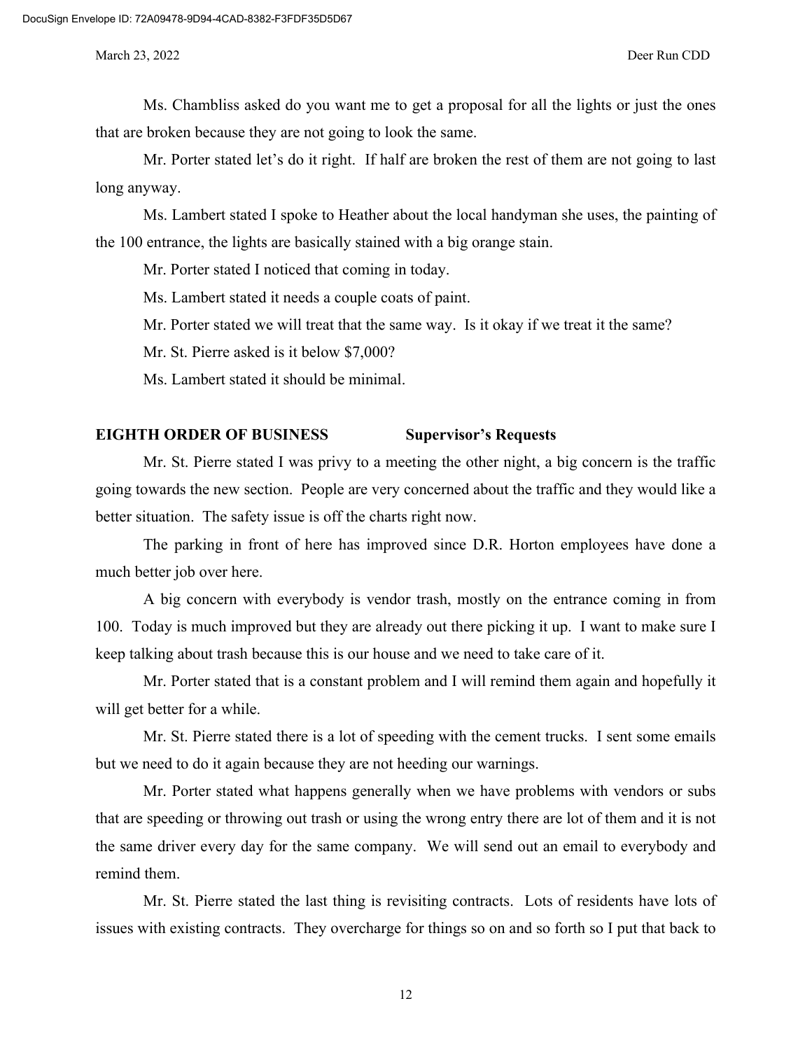Ms. Chambliss asked do you want me to get a proposal for all the lights or just the ones that are broken because they are not going to look the same.

Mr. Porter stated let's do it right. If half are broken the rest of them are not going to last long anyway.

Ms. Lambert stated I spoke to Heather about the local handyman she uses, the painting of the 100 entrance, the lights are basically stained with a big orange stain.

Mr. Porter stated I noticed that coming in today.

Ms. Lambert stated it needs a couple coats of paint.

Mr. Porter stated we will treat that the same way. Is it okay if we treat it the same?

Mr. St. Pierre asked is it below $7,000?

Ms. Lambert stated it should be minimal.

**EIGHTH ORDER OF BUSINESS Supervisor's Requests**

Mr. St. Pierre stated I was privy to a meeting the other night, a big concern is the traffic going towards the new section. People are very concerned about the traffic and they would like a better situation. The safety issue is off the charts right now.

The parking in front of here has improved since D.R. Horton employees have done a much better job over here.

A big concern with everybody is vendor trash, mostly on the entrance coming in from 100. Today is much improved but they are already out there picking it up. I want to make sure I keep talking about trash because this is our house and we need to take care of it.

Mr. Porter stated that is a constant problem and I will remind them again and hopefully it will get better for a while.

Mr. St. Pierre stated there is a lot of speeding with the cement trucks. I sent some emails but we need to do it again because they are not heeding our warnings.

Mr. Porter stated what happens generally when we have problems with vendors or subs that are speeding or throwing out trash or using the wrong entry there are lot of them and it is not the same driver every day for the same company. We will send out an email to everybody and remind them.

Mr. St. Pierre stated the last thing is revisiting contracts. Lots of residents have lots of issues with existing contracts. They overcharge for things so on and so forth so I put that back to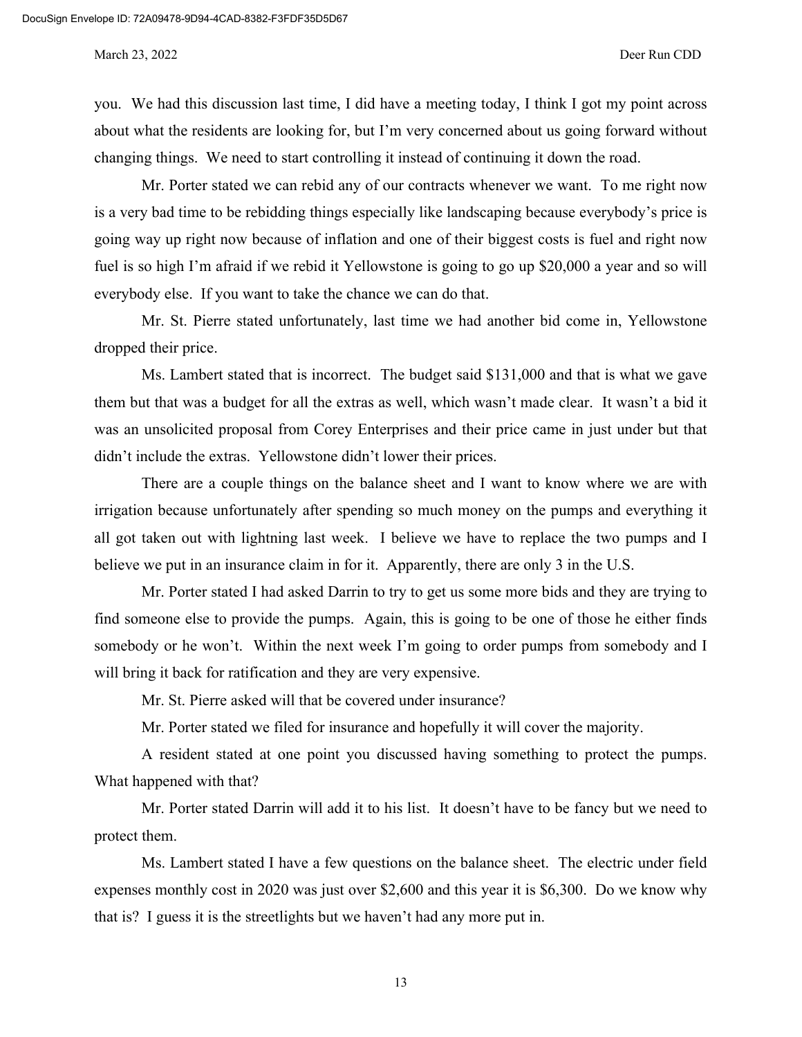you. We had this discussion last time, I did have a meeting today, I think I got my point across about what the residents are looking for, but I'm very concerned about us going forward without changing things. We need to start controlling it instead of continuing it down the road.

Mr. Porter stated we can rebid any of our contracts whenever we want. To me right now is a very bad time to be rebidding things especially like landscaping because everybody's price is going way up right now because of inflation and one of their biggest costs is fuel and right now fuel is so high I'm afraid if we rebid it Yellowstone is going to go up $20,000 a year and so will everybody else. If you want to take the chance we can do that.

Mr. St. Pierre stated unfortunately, last time we had another bid come in, Yellowstone dropped their price.

Ms. Lambert stated that is incorrect. The budget said $131,000 and that is what we gave them but that was a budget for all the extras as well, which wasn't made clear. It wasn't a bid it was an unsolicited proposal from Corey Enterprises and their price came in just under but that didn't include the extras. Yellowstone didn't lower their prices.

There are a couple things on the balance sheet and I want to know where we are with irrigation because unfortunately after spending so much money on the pumps and everything it all got taken out with lightning last week. I believe we have to replace the two pumps and I believe we put in an insurance claim in for it. Apparently, there are only 3 in the U.S.

Mr. Porter stated I had asked Darrin to try to get us some more bids and they are trying to find someone else to provide the pumps. Again, this is going to be one of those he either finds somebody or he won't. Within the next week I'm going to order pumps from somebody and I will bring it back for ratification and they are very expensive.

Mr. St. Pierre asked will that be covered under insurance?

Mr. Porter stated we filed for insurance and hopefully it will cover the majority.

A resident stated at one point you discussed having something to protect the pumps. What happened with that?

Mr. Porter stated Darrin will add it to his list. It doesn't have to be fancy but we need to protect them.

Ms. Lambert stated I have a few questions on the balance sheet. The electric under field expenses monthly cost in 2020 was just over $2,600 and this year it is $6,300. Do we know why that is? I guess it is the streetlights but we haven't had any more put in.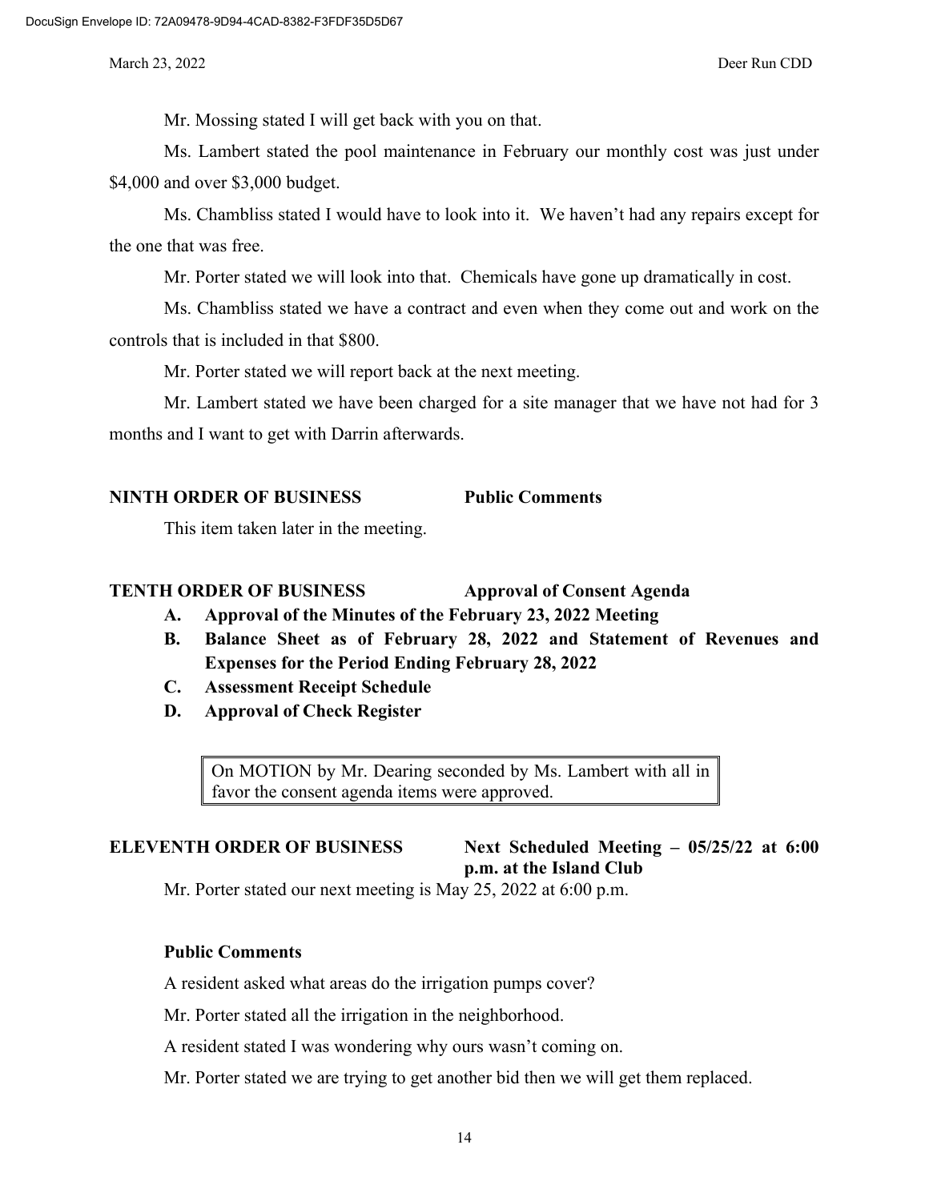Mr. Mossing stated I will get back with you on that.

Ms. Lambert stated the pool maintenance in February our monthly cost was just under $4,000 and over $3,000 budget.

Ms. Chambliss stated I would have to look into it. We haven't had any repairs except for the one that was free.

Mr. Porter stated we will look into that. Chemicals have gone up dramatically in cost.

Ms. Chambliss stated we have a contract and even when they come out and work on the controls that is included in that $800.

Mr. Porter stated we will report back at the next meeting.

Mr. Lambert stated we have been charged for a site manager that we have not had for 3 months and I want to get with Darrin afterwards.

**NINTH ORDER OF BUSINESS** **Public Comments**

This item taken later in the meeting.

**TENTH ORDER OF BUSINESS** **Approval of Consent Agenda**

- **A. Approval of the Minutes of the February 23, 2022 Meeting**
- **B. Balance Sheet as of February 28, 2022 and Statement of Revenues and Expenses for the Period Ending February 28, 2022**
- **C. Assessment Receipt Schedule**
- **D. Approval of Check Register**

> On MOTION by Mr. Dearing seconded by Ms. Lambert with all in favor the consent agenda items were approved.

**ELEVENTH ORDER OF BUSINESS** **Next Scheduled Meeting – 05/25/22 at 6:00 p.m. at the Island Club**

Mr. Porter stated our next meeting is May 25, 2022 at 6:00 p.m.

**Public Comments**

A resident asked what areas do the irrigation pumps cover?

Mr. Porter stated all the irrigation in the neighborhood.

A resident stated I was wondering why ours wasn't coming on.

Mr. Porter stated we are trying to get another bid then we will get them replaced.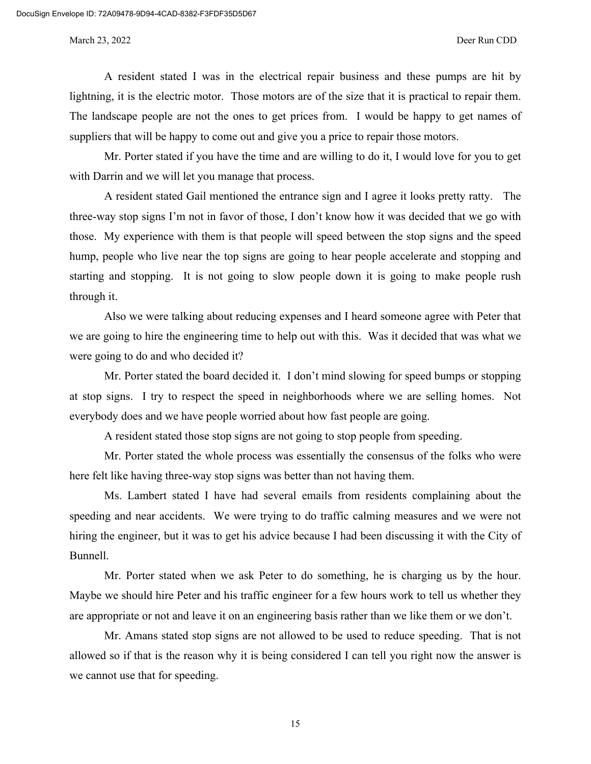A resident stated I was in the electrical repair business and these pumps are hit by lightning, it is the electric motor. Those motors are of the size that it is practical to repair them. The landscape people are not the ones to get prices from. I would be happy to get names of suppliers that will be happy to come out and give you a price to repair those motors.

Mr. Porter stated if you have the time and are willing to do it, I would love for you to get with Darrin and we will let you manage that process.

A resident stated Gail mentioned the entrance sign and I agree it looks pretty ratty. The three-way stop signs I'm not in favor of those, I don't know how it was decided that we go with those. My experience with them is that people will speed between the stop signs and the speed hump, people who live near the top signs are going to hear people accelerate and stopping and starting and stopping. It is not going to slow people down it is going to make people rush through it.

Also we were talking about reducing expenses and I heard someone agree with Peter that we are going to hire the engineering time to help out with this. Was it decided that was what we were going to do and who decided it?

Mr. Porter stated the board decided it. I don't mind slowing for speed bumps or stopping at stop signs. I try to respect the speed in neighborhoods where we are selling homes. Not everybody does and we have people worried about how fast people are going.

A resident stated those stop signs are not going to stop people from speeding.

Mr. Porter stated the whole process was essentially the consensus of the folks who were here felt like having three-way stop signs was better than not having them.

Ms. Lambert stated I have had several emails from residents complaining about the speeding and near accidents. We were trying to do traffic calming measures and we were not hiring the engineer, but it was to get his advice because I had been discussing it with the City of Bunnell.

Mr. Porter stated when we ask Peter to do something, he is charging us by the hour. Maybe we should hire Peter and his traffic engineer for a few hours work to tell us whether they are appropriate or not and leave it on an engineering basis rather than we like them or we don't.

Mr. Amans stated stop signs are not allowed to be used to reduce speeding. That is not allowed so if that is the reason why it is being considered I can tell you right now the answer is we cannot use that for speeding.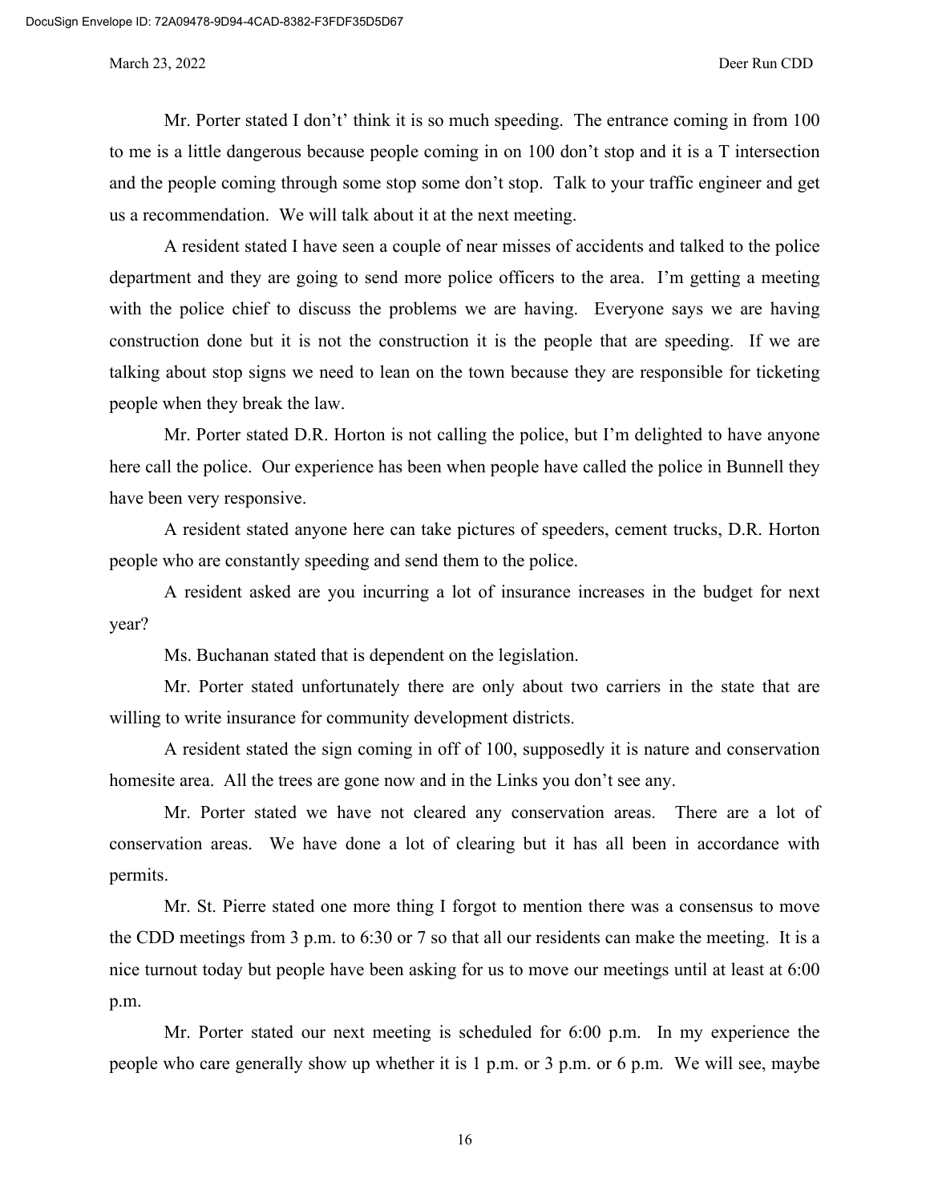Mr. Porter stated I don't' think it is so much speeding. The entrance coming in from 100 to me is a little dangerous because people coming in on 100 don't stop and it is a T intersection and the people coming through some stop some don't stop. Talk to your traffic engineer and get us a recommendation. We will talk about it at the next meeting.

A resident stated I have seen a couple of near misses of accidents and talked to the police department and they are going to send more police officers to the area. I'm getting a meeting with the police chief to discuss the problems we are having. Everyone says we are having construction done but it is not the construction it is the people that are speeding. If we are talking about stop signs we need to lean on the town because they are responsible for ticketing people when they break the law.

Mr. Porter stated D.R. Horton is not calling the police, but I'm delighted to have anyone here call the police. Our experience has been when people have called the police in Bunnell they have been very responsive.

A resident stated anyone here can take pictures of speeders, cement trucks, D.R. Horton people who are constantly speeding and send them to the police.

A resident asked are you incurring a lot of insurance increases in the budget for next year?

Ms. Buchanan stated that is dependent on the legislation.

Mr. Porter stated unfortunately there are only about two carriers in the state that are willing to write insurance for community development districts.

A resident stated the sign coming in off of 100, supposedly it is nature and conservation homesite area. All the trees are gone now and in the Links you don't see any.

Mr. Porter stated we have not cleared any conservation areas. There are a lot of conservation areas. We have done a lot of clearing but it has all been in accordance with permits.

Mr. St. Pierre stated one more thing I forgot to mention there was a consensus to move the CDD meetings from 3 p.m. to 6:30 or 7 so that all our residents can make the meeting. It is a nice turnout today but people have been asking for us to move our meetings until at least at 6:00 p.m.

Mr. Porter stated our next meeting is scheduled for 6:00 p.m. In my experience the people who care generally show up whether it is 1 p.m. or 3 p.m. or 6 p.m. We will see, maybe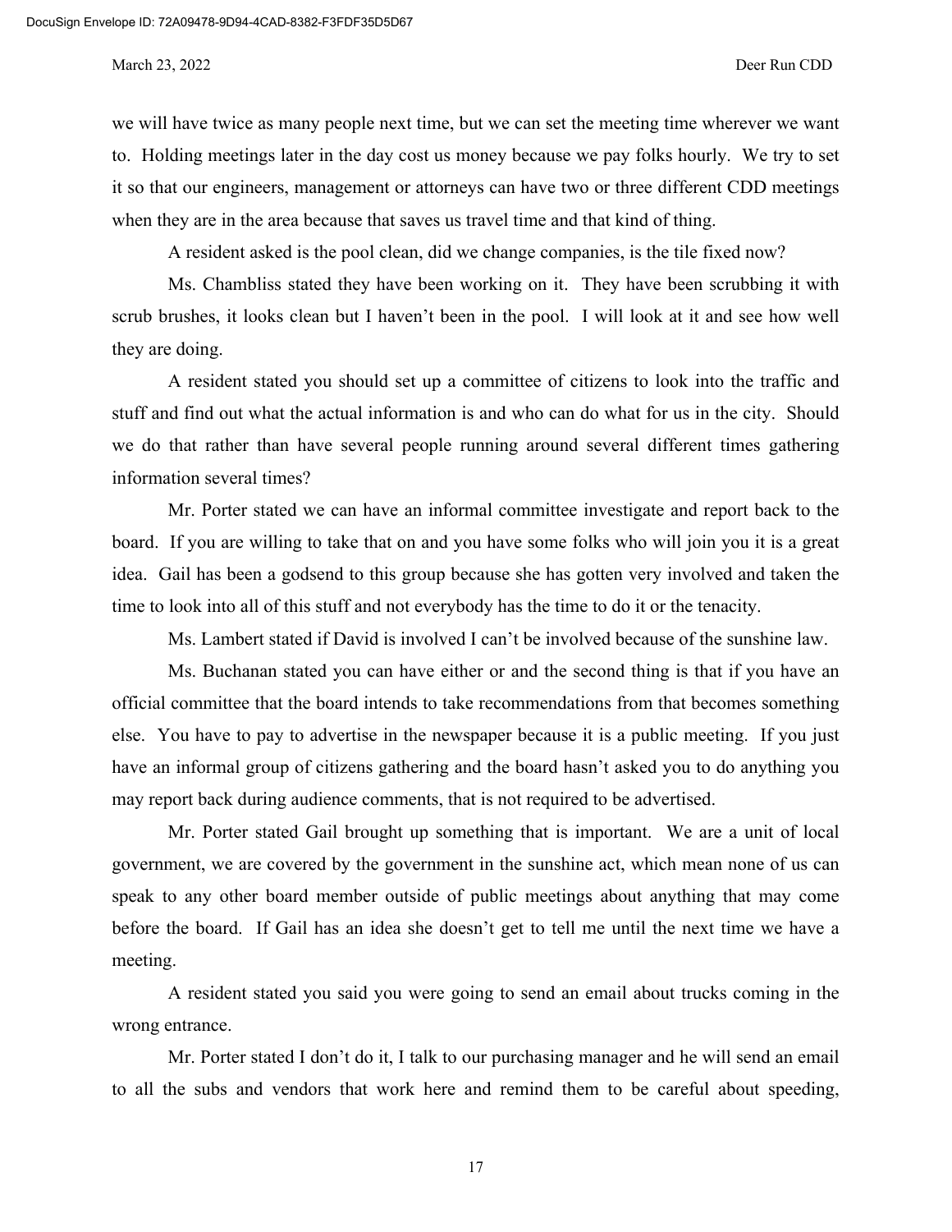we will have twice as many people next time, but we can set the meeting time wherever we want to. Holding meetings later in the day cost us money because we pay folks hourly. We try to set it so that our engineers, management or attorneys can have two or three different CDD meetings when they are in the area because that saves us travel time and that kind of thing.

A resident asked is the pool clean, did we change companies, is the tile fixed now?

Ms. Chambliss stated they have been working on it. They have been scrubbing it with scrub brushes, it looks clean but I haven't been in the pool. I will look at it and see how well they are doing.

A resident stated you should set up a committee of citizens to look into the traffic and stuff and find out what the actual information is and who can do what for us in the city. Should we do that rather than have several people running around several different times gathering information several times?

Mr. Porter stated we can have an informal committee investigate and report back to the board. If you are willing to take that on and you have some folks who will join you it is a great idea. Gail has been a godsend to this group because she has gotten very involved and taken the time to look into all of this stuff and not everybody has the time to do it or the tenacity.

Ms. Lambert stated if David is involved I can't be involved because of the sunshine law.

Ms. Buchanan stated you can have either or and the second thing is that if you have an official committee that the board intends to take recommendations from that becomes something else. You have to pay to advertise in the newspaper because it is a public meeting. If you just have an informal group of citizens gathering and the board hasn't asked you to do anything you may report back during audience comments, that is not required to be advertised.

Mr. Porter stated Gail brought up something that is important. We are a unit of local government, we are covered by the government in the sunshine act, which mean none of us can speak to any other board member outside of public meetings about anything that may come before the board. If Gail has an idea she doesn't get to tell me until the next time we have a meeting.

A resident stated you said you were going to send an email about trucks coming in the wrong entrance.

Mr. Porter stated I don't do it, I talk to our purchasing manager and he will send an email to all the subs and vendors that work here and remind them to be careful about speeding,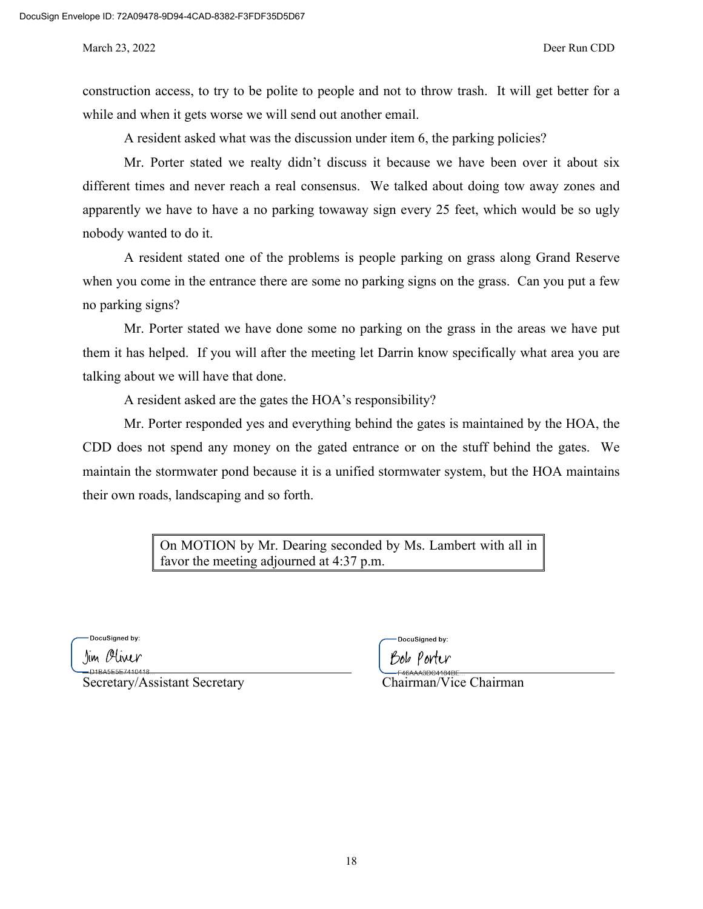construction access, to try to be polite to people and not to throw trash. It will get better for a while and when it gets worse we will send out another email.

A resident asked what was the discussion under item 6, the parking policies?

Mr. Porter stated we realty didn't discuss it because we have been over it about six different times and never reach a real consensus. We talked about doing tow away zones and apparently we have to have a no parking towaway sign every 25 feet, which would be so ugly nobody wanted to do it.

A resident stated one of the problems is people parking on grass along Grand Reserve when you come in the entrance there are some no parking signs on the grass. Can you put a few no parking signs?

Mr. Porter stated we have done some no parking on the grass in the areas we have put them it has helped. If you will after the meeting let Darrin know specifically what area you are talking about we will have that done.

A resident asked are the gates the HOA's responsibility?

Mr. Porter responded yes and everything behind the gates is maintained by the HOA, the CDD does not spend any money on the gated entrance or on the stuff behind the gates. We maintain the stormwater pond because it is a unified stormwater system, but the HOA maintains their own roads, landscaping and so forth.

| |
|---|
| On MOTION by Mr. Dearing seconded by Ms. Lambert with all in favor the meeting adjourned at 4:37 p.m. |

DocuSigned by:
Jim Oliver
D1BA5E5E7410418...

Secretary/Assistant Secretary

DocuSigned by:
Bob Porter
F4EAAA3DC4184BE...

Chairman/Vice Chairman